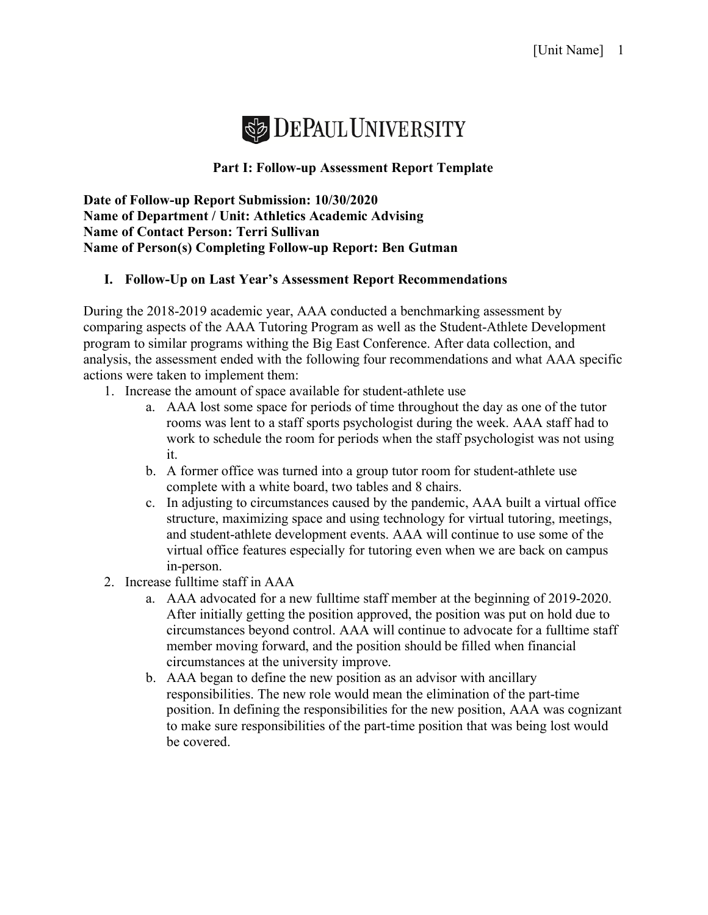**DePaul University**

## Part I: Follow-up Assessment Report Template

**Date of Follow-up Report Submission: 10/30/2020**
**Name of Department / Unit: Athletics Academic Advising**
**Name of Contact Person: Terri Sullivan**
**Name of Person(s) Completing Follow-up Report: Ben Gutman**

### I. Follow-Up on Last Year's Assessment Report Recommendations

During the 2018-2019 academic year, AAA conducted a benchmarking assessment by comparing aspects of the AAA Tutoring Program as well as the Student-Athlete Development program to similar programs withing the Big East Conference. After data collection, and analysis, the assessment ended with the following four recommendations and what AAA specific actions were taken to implement them:

1. Increase the amount of space available for student-athlete use
   a. AAA lost some space for periods of time throughout the day as one of the tutor rooms was lent to a staff sports psychologist during the week. AAA staff had to work to schedule the room for periods when the staff psychologist was not using it.
   b. A former office was turned into a group tutor room for student-athlete use complete with a white board, two tables and 8 chairs.
   c. In adjusting to circumstances caused by the pandemic, AAA built a virtual office structure, maximizing space and using technology for virtual tutoring, meetings, and student-athlete development events. AAA will continue to use some of the virtual office features especially for tutoring even when we are back on campus in-person.
2. Increase fulltime staff in AAA
   a. AAA advocated for a new fulltime staff member at the beginning of 2019-2020. After initially getting the position approved, the position was put on hold due to circumstances beyond control. AAA will continue to advocate for a fulltime staff member moving forward, and the position should be filled when financial circumstances at the university improve.
   b. AAA began to define the new position as an advisor with ancillary responsibilities. The new role would mean the elimination of the part-time position. In defining the responsibilities for the new position, AAA was cognizant to make sure responsibilities of the part-time position that was being lost would be covered.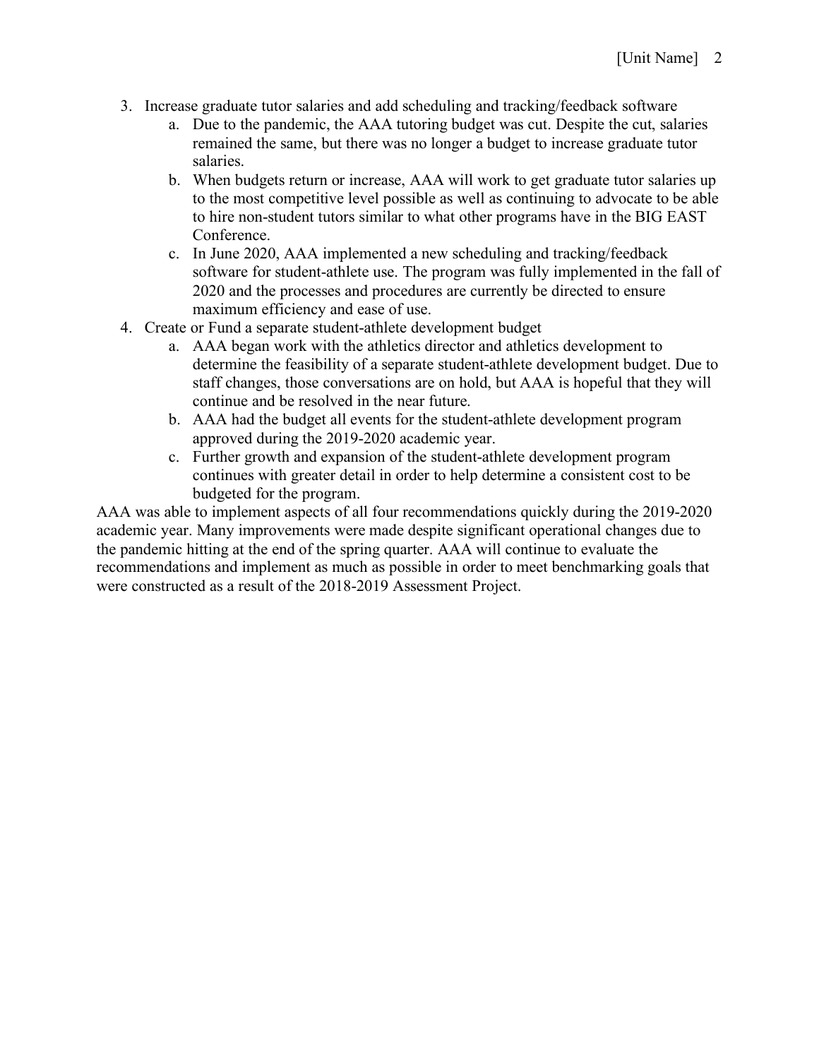3. Increase graduate tutor salaries and add scheduling and tracking/feedback software
    a. Due to the pandemic, the AAA tutoring budget was cut. Despite the cut, salaries remained the same, but there was no longer a budget to increase graduate tutor salaries.
    b. When budgets return or increase, AAA will work to get graduate tutor salaries up to the most competitive level possible as well as continuing to advocate to be able to hire non-student tutors similar to what other programs have in the BIG EAST Conference.
    c. In June 2020, AAA implemented a new scheduling and tracking/feedback software for student-athlete use. The program was fully implemented in the fall of 2020 and the processes and procedures are currently be directed to ensure maximum efficiency and ease of use.
4. Create or Fund a separate student-athlete development budget
    a. AAA began work with the athletics director and athletics development to determine the feasibility of a separate student-athlete development budget. Due to staff changes, those conversations are on hold, but AAA is hopeful that they will continue and be resolved in the near future.
    b. AAA had the budget all events for the student-athlete development program approved during the 2019-2020 academic year.
    c. Further growth and expansion of the student-athlete development program continues with greater detail in order to help determine a consistent cost to be budgeted for the program.

AAA was able to implement aspects of all four recommendations quickly during the 2019-2020 academic year. Many improvements were made despite significant operational changes due to the pandemic hitting at the end of the spring quarter. AAA will continue to evaluate the recommendations and implement as much as possible in order to meet benchmarking goals that were constructed as a result of the 2018-2019 Assessment Project.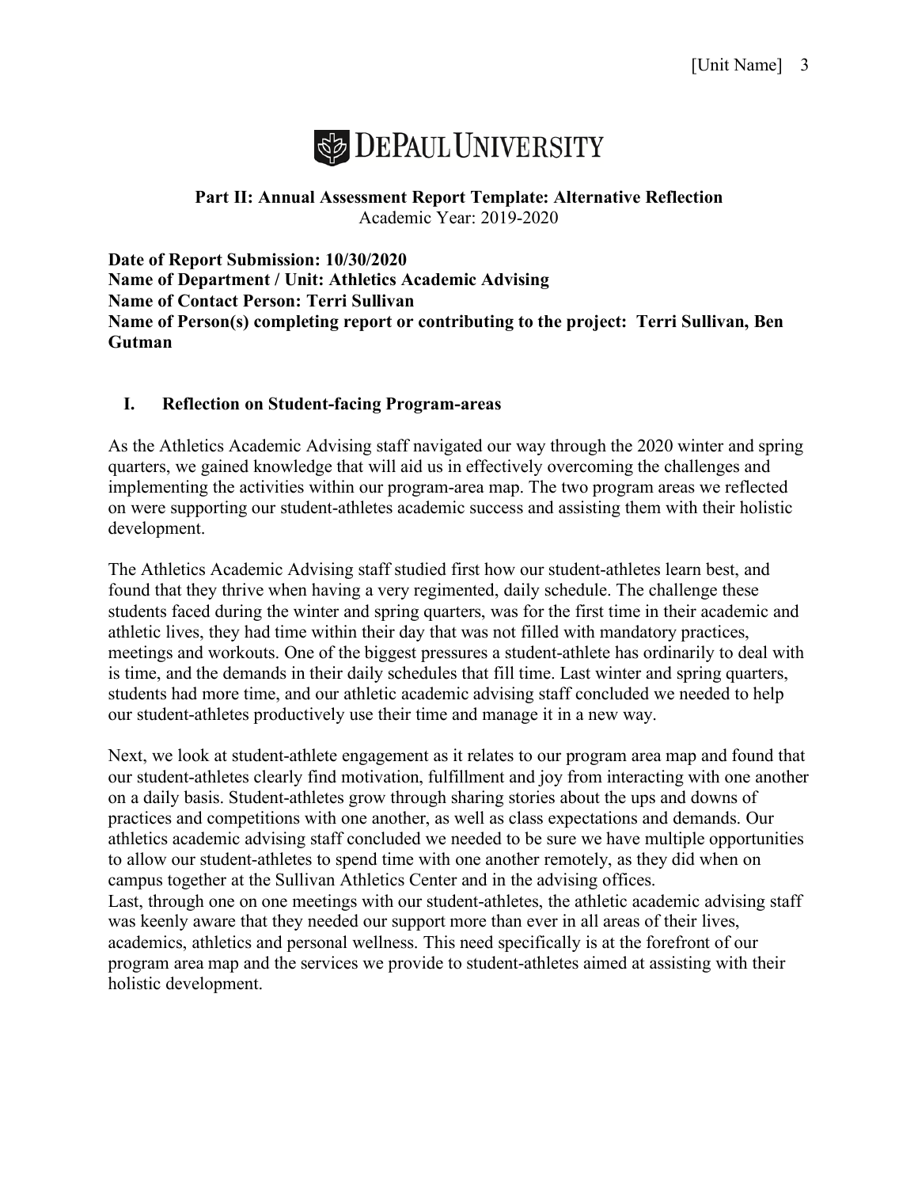**DePaul University**

**Part II: Annual Assessment Report Template: Alternative Reflection**
Academic Year: 2019-2020

**Date of Report Submission: 10/30/2020**
**Name of Department / Unit: Athletics Academic Advising**
**Name of Contact Person: Terri Sullivan**
**Name of Person(s) completing report or contributing to the project: Terri Sullivan, Ben Gutman**

## I. Reflection on Student-facing Program-areas

As the Athletics Academic Advising staff navigated our way through the 2020 winter and spring quarters, we gained knowledge that will aid us in effectively overcoming the challenges and implementing the activities within our program-area map. The two program areas we reflected on were supporting our student-athletes academic success and assisting them with their holistic development.

The Athletics Academic Advising staff studied first how our student-athletes learn best, and found that they thrive when having a very regimented, daily schedule. The challenge these students faced during the winter and spring quarters, was for the first time in their academic and athletic lives, they had time within their day that was not filled with mandatory practices, meetings and workouts. One of the biggest pressures a student-athlete has ordinarily to deal with is time, and the demands in their daily schedules that fill time. Last winter and spring quarters, students had more time, and our athletic academic advising staff concluded we needed to help our student-athletes productively use their time and manage it in a new way.

Next, we look at student-athlete engagement as it relates to our program area map and found that our student-athletes clearly find motivation, fulfillment and joy from interacting with one another on a daily basis. Student-athletes grow through sharing stories about the ups and downs of practices and competitions with one another, as well as class expectations and demands. Our athletics academic advising staff concluded we needed to be sure we have multiple opportunities to allow our student-athletes to spend time with one another remotely, as they did when on campus together at the Sullivan Athletics Center and in the advising offices.
Last, through one on one meetings with our student-athletes, the athletic academic advising staff was keenly aware that they needed our support more than ever in all areas of their lives, academics, athletics and personal wellness. This need specifically is at the forefront of our program area map and the services we provide to student-athletes aimed at assisting with their holistic development.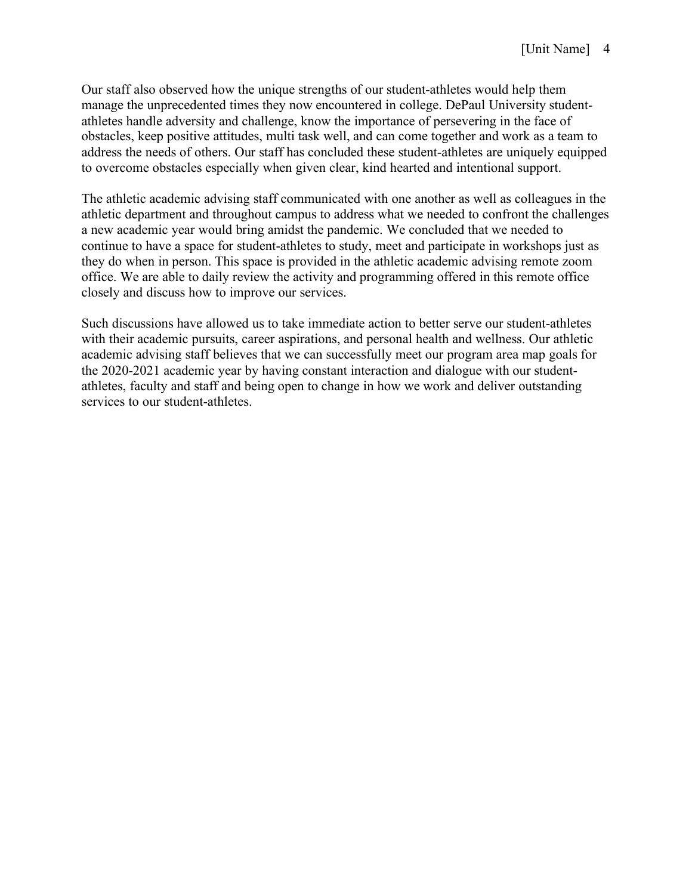Our staff also observed how the unique strengths of our student-athletes would help them manage the unprecedented times they now encountered in college. DePaul University student-athletes handle adversity and challenge, know the importance of persevering in the face of obstacles, keep positive attitudes, multi task well, and can come together and work as a team to address the needs of others. Our staff has concluded these student-athletes are uniquely equipped to overcome obstacles especially when given clear, kind hearted and intentional support.

The athletic academic advising staff communicated with one another as well as colleagues in the athletic department and throughout campus to address what we needed to confront the challenges a new academic year would bring amidst the pandemic. We concluded that we needed to continue to have a space for student-athletes to study, meet and participate in workshops just as they do when in person. This space is provided in the athletic academic advising remote zoom office. We are able to daily review the activity and programming offered in this remote office closely and discuss how to improve our services.

Such discussions have allowed us to take immediate action to better serve our student-athletes with their academic pursuits, career aspirations, and personal health and wellness. Our athletic academic advising staff believes that we can successfully meet our program area map goals for the 2020-2021 academic year by having constant interaction and dialogue with our student-athletes, faculty and staff and being open to change in how we work and deliver outstanding services to our student-athletes.